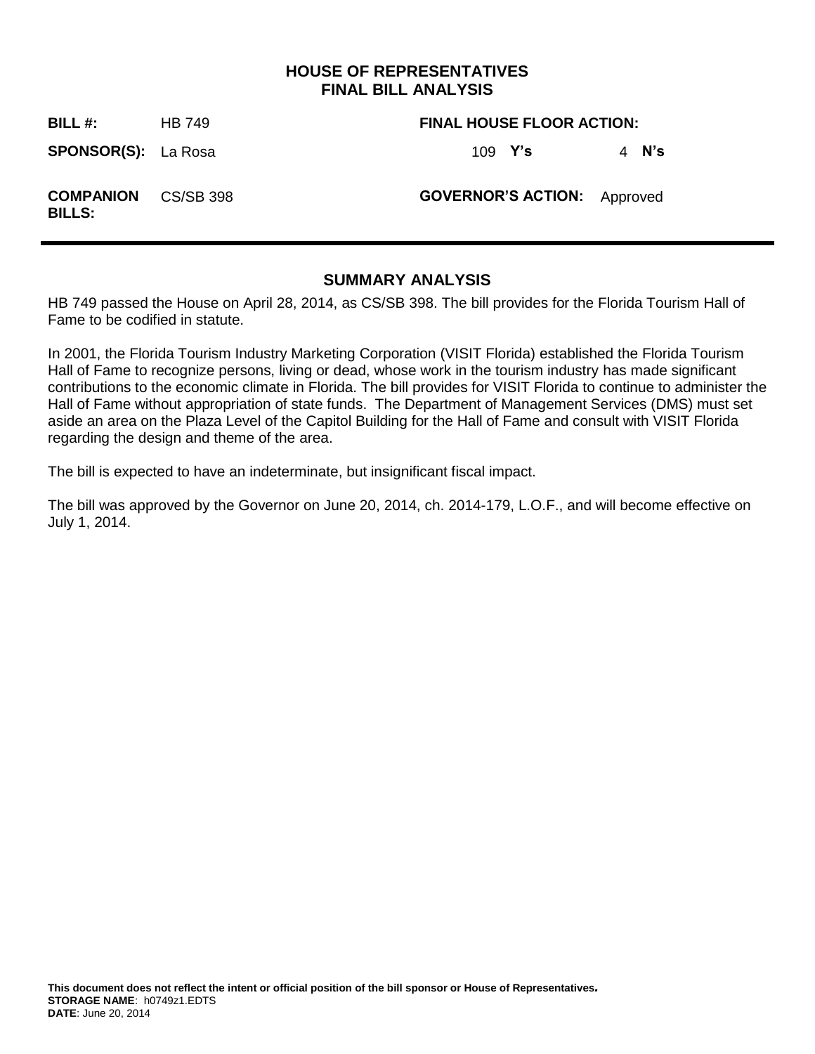# HOUSE OF REPRESENTATIVES
# FINAL BILL ANALYSIS

| | | | |
|---|---|---|---|
| **BILL #:** | HB 749 | **FINAL HOUSE FLOOR ACTION:** | |
| **SPONSOR(S):** | La Rosa | 109 **Y's** | 4 **N's** |
| **COMPANION BILLS:** | CS/SB 398 | **GOVERNOR'S ACTION:** | Approved |

## SUMMARY ANALYSIS

HB 749 passed the House on April 28, 2014, as CS/SB 398. The bill provides for the Florida Tourism Hall of Fame to be codified in statute.

In 2001, the Florida Tourism Industry Marketing Corporation (VISIT Florida) established the Florida Tourism Hall of Fame to recognize persons, living or dead, whose work in the tourism industry has made significant contributions to the economic climate in Florida. The bill provides for VISIT Florida to continue to administer the Hall of Fame without appropriation of state funds. The Department of Management Services (DMS) must set aside an area on the Plaza Level of the Capitol Building for the Hall of Fame and consult with VISIT Florida regarding the design and theme of the area.

The bill is expected to have an indeterminate, but insignificant fiscal impact.

The bill was approved by the Governor on June 20, 2014, ch. 2014-179, L.O.F., and will become effective on July 1, 2014.

**This document does not reflect the intent or official position of the bill sponsor or House of Representatives.**
**STORAGE NAME**: h0749z1.EDTS
**DATE**: June 20, 2014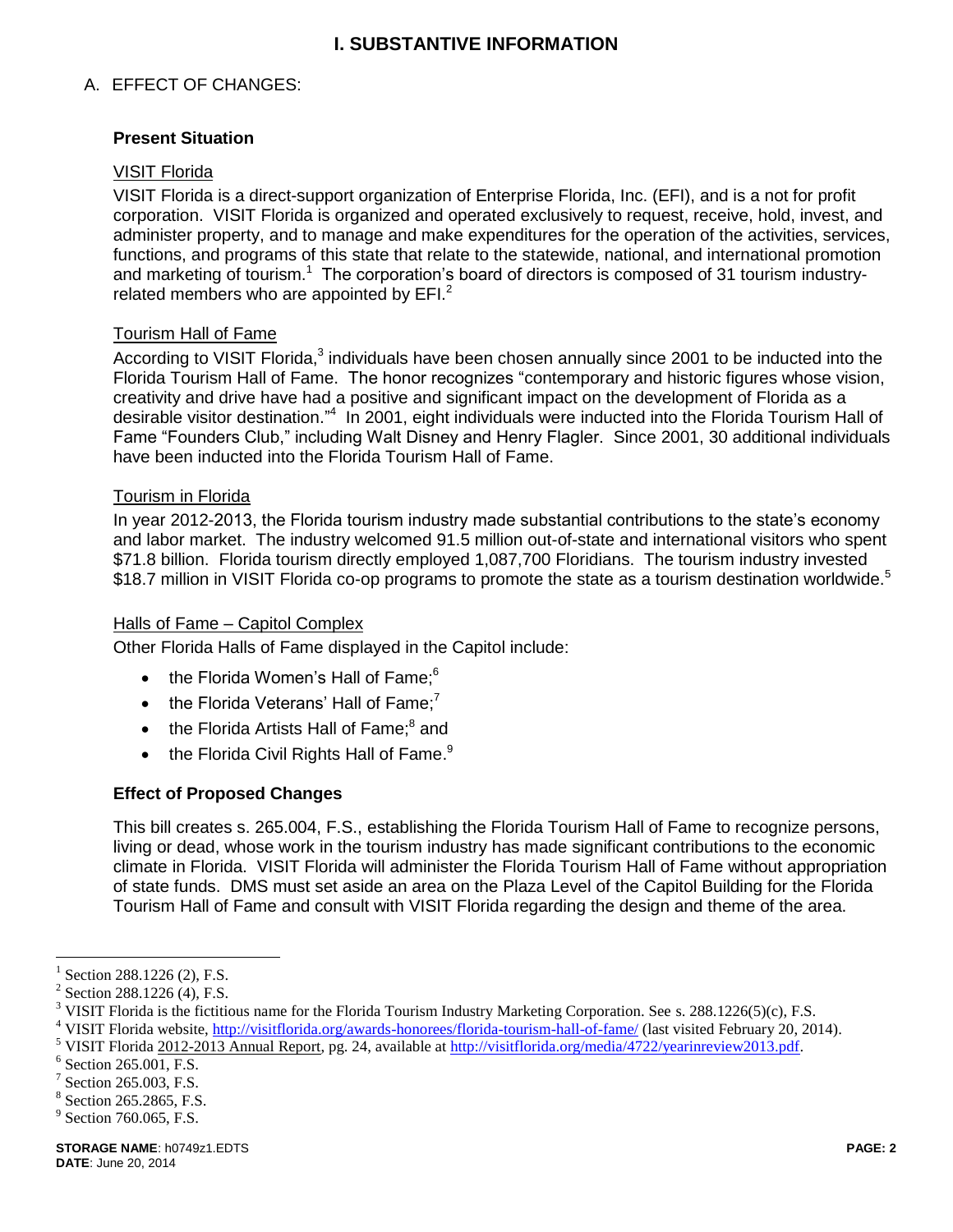# I. SUBSTANTIVE INFORMATION

## A. EFFECT OF CHANGES:

### Present Situation

VISIT Florida

VISIT Florida is a direct-support organization of Enterprise Florida, Inc. (EFI), and is a not for profit corporation. VISIT Florida is organized and operated exclusively to request, receive, hold, invest, and administer property, and to manage and make expenditures for the operation of the activities, services, functions, and programs of this state that relate to the statewide, national, and international promotion and marketing of tourism.[1] The corporation's board of directors is composed of 31 tourism industry-related members who are appointed by EFI.[2]

Tourism Hall of Fame

According to VISIT Florida,[3] individuals have been chosen annually since 2001 to be inducted into the Florida Tourism Hall of Fame. The honor recognizes "contemporary and historic figures whose vision, creativity and drive have had a positive and significant impact on the development of Florida as a desirable visitor destination."[4] In 2001, eight individuals were inducted into the Florida Tourism Hall of Fame "Founders Club," including Walt Disney and Henry Flagler. Since 2001, 30 additional individuals have been inducted into the Florida Tourism Hall of Fame.

Tourism in Florida

In year 2012-2013, the Florida tourism industry made substantial contributions to the state's economy and labor market. The industry welcomed 91.5 million out-of-state and international visitors who spent $71.8 billion. Florida tourism directly employed 1,087,700 Floridians. The tourism industry invested $18.7 million in VISIT Florida co-op programs to promote the state as a tourism destination worldwide.[5]

Halls of Fame – Capitol Complex

Other Florida Halls of Fame displayed in the Capitol include:

- the Florida Women's Hall of Fame;[6]
- the Florida Veterans' Hall of Fame;[7]
- the Florida Artists Hall of Fame;[8] and
- the Florida Civil Rights Hall of Fame.[9]

### Effect of Proposed Changes

This bill creates s. 265.004, F.S., establishing the Florida Tourism Hall of Fame to recognize persons, living or dead, whose work in the tourism industry has made significant contributions to the economic climate in Florida. VISIT Florida will administer the Florida Tourism Hall of Fame without appropriation of state funds. DMS must set aside an area on the Plaza Level of the Capitol Building for the Florida Tourism Hall of Fame and consult with VISIT Florida regarding the design and theme of the area.

---

[1] Section 288.1226 (2), F.S.

[2] Section 288.1226 (4), F.S.

[3] VISIT Florida is the fictitious name for the Florida Tourism Industry Marketing Corporation. See s. 288.1226(5)(c), F.S.

[4] VISIT Florida website, http://visitflorida.org/awards-honorees/florida-tourism-hall-of-fame/ (last visited February 20, 2014).

[5] VISIT Florida 2012-2013 Annual Report, pg. 24, available at http://visitflorida.org/media/4722/yearinreview2013.pdf.

[6] Section 265.001, F.S.

[7] Section 265.003, F.S.

[8] Section 265.2865, F.S.

[9] Section 760.065, F.S.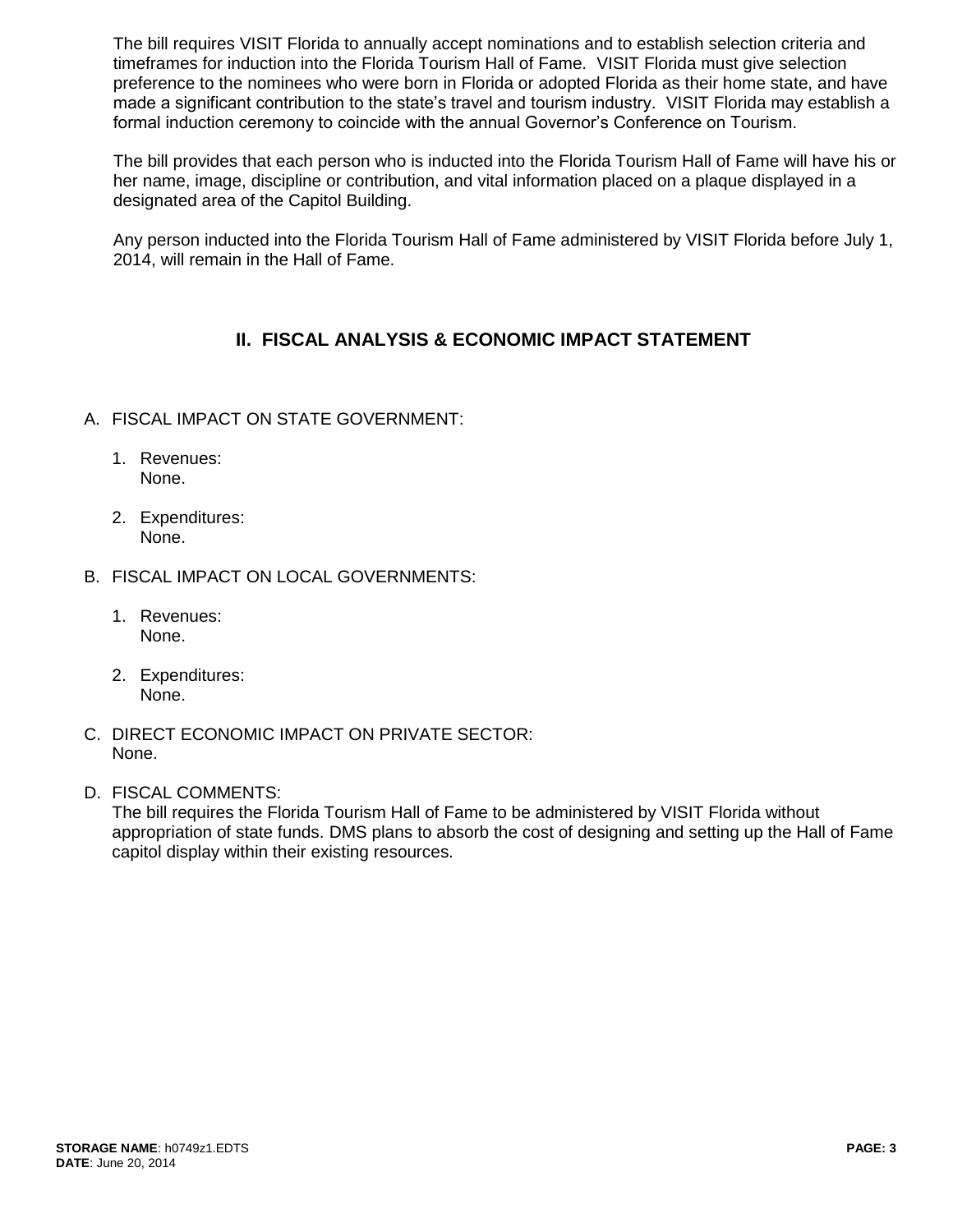The bill requires VISIT Florida to annually accept nominations and to establish selection criteria and timeframes for induction into the Florida Tourism Hall of Fame. VISIT Florida must give selection preference to the nominees who were born in Florida or adopted Florida as their home state, and have made a significant contribution to the state's travel and tourism industry. VISIT Florida may establish a formal induction ceremony to coincide with the annual Governor's Conference on Tourism.

The bill provides that each person who is inducted into the Florida Tourism Hall of Fame will have his or her name, image, discipline or contribution, and vital information placed on a plaque displayed in a designated area of the Capitol Building.

Any person inducted into the Florida Tourism Hall of Fame administered by VISIT Florida before July 1, 2014, will remain in the Hall of Fame.

## II. FISCAL ANALYSIS & ECONOMIC IMPACT STATEMENT

A. FISCAL IMPACT ON STATE GOVERNMENT:

1. Revenues:
   None.

2. Expenditures:
   None.

B. FISCAL IMPACT ON LOCAL GOVERNMENTS:

1. Revenues:
   None.

2. Expenditures:
   None.

C. DIRECT ECONOMIC IMPACT ON PRIVATE SECTOR:
   None.

D. FISCAL COMMENTS:
   The bill requires the Florida Tourism Hall of Fame to be administered by VISIT Florida without appropriation of state funds. DMS plans to absorb the cost of designing and setting up the Hall of Fame capitol display within their existing resources.